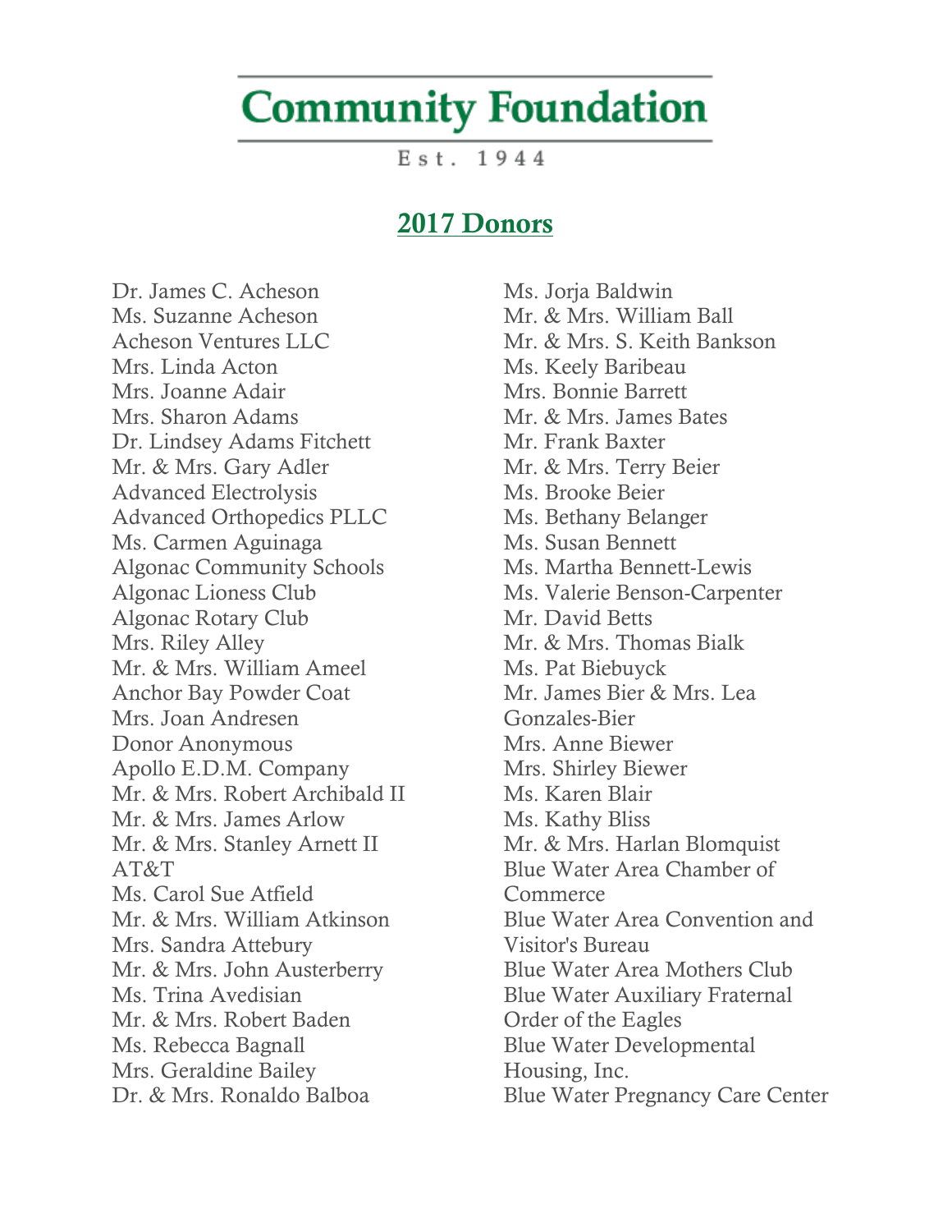# Community Foundation

Est. 1944

## 2017 Donors

Dr. James C. Acheson
Ms. Suzanne Acheson
Acheson Ventures LLC
Mrs. Linda Acton
Mrs. Joanne Adair
Mrs. Sharon Adams
Dr. Lindsey Adams Fitchett
Mr. & Mrs. Gary Adler
Advanced Electrolysis
Advanced Orthopedics PLLC
Ms. Carmen Aguinaga
Algonac Community Schools
Algonac Lioness Club
Algonac Rotary Club
Mrs. Riley Alley
Mr. & Mrs. William Ameel
Anchor Bay Powder Coat
Mrs. Joan Andresen
Donor Anonymous
Apollo E.D.M. Company
Mr. & Mrs. Robert Archibald II
Mr. & Mrs. James Arlow
Mr. & Mrs. Stanley Arnett II
AT&T
Ms. Carol Sue Atfield
Mr. & Mrs. William Atkinson
Mrs. Sandra Attebury
Mr. & Mrs. John Austerberry
Ms. Trina Avedisian
Mr. & Mrs. Robert Baden
Ms. Rebecca Bagnall
Mrs. Geraldine Bailey
Dr. & Mrs. Ronaldo Balboa
Ms. Jorja Baldwin
Mr. & Mrs. William Ball
Mr. & Mrs. S. Keith Bankson
Ms. Keely Baribeau
Mrs. Bonnie Barrett
Mr. & Mrs. James Bates
Mr. Frank Baxter
Mr. & Mrs. Terry Beier
Ms. Brooke Beier
Ms. Bethany Belanger
Ms. Susan Bennett
Ms. Martha Bennett-Lewis
Ms. Valerie Benson-Carpenter
Mr. David Betts
Mr. & Mrs. Thomas Bialk
Ms. Pat Biebuyck
Mr. James Bier & Mrs. Lea Gonzales-Bier
Mrs. Anne Biewer
Mrs. Shirley Biewer
Ms. Karen Blair
Ms. Kathy Bliss
Mr. & Mrs. Harlan Blomquist
Blue Water Area Chamber of Commerce
Blue Water Area Convention and Visitor's Bureau
Blue Water Area Mothers Club
Blue Water Auxiliary Fraternal Order of the Eagles
Blue Water Developmental Housing, Inc.
Blue Water Pregnancy Care Center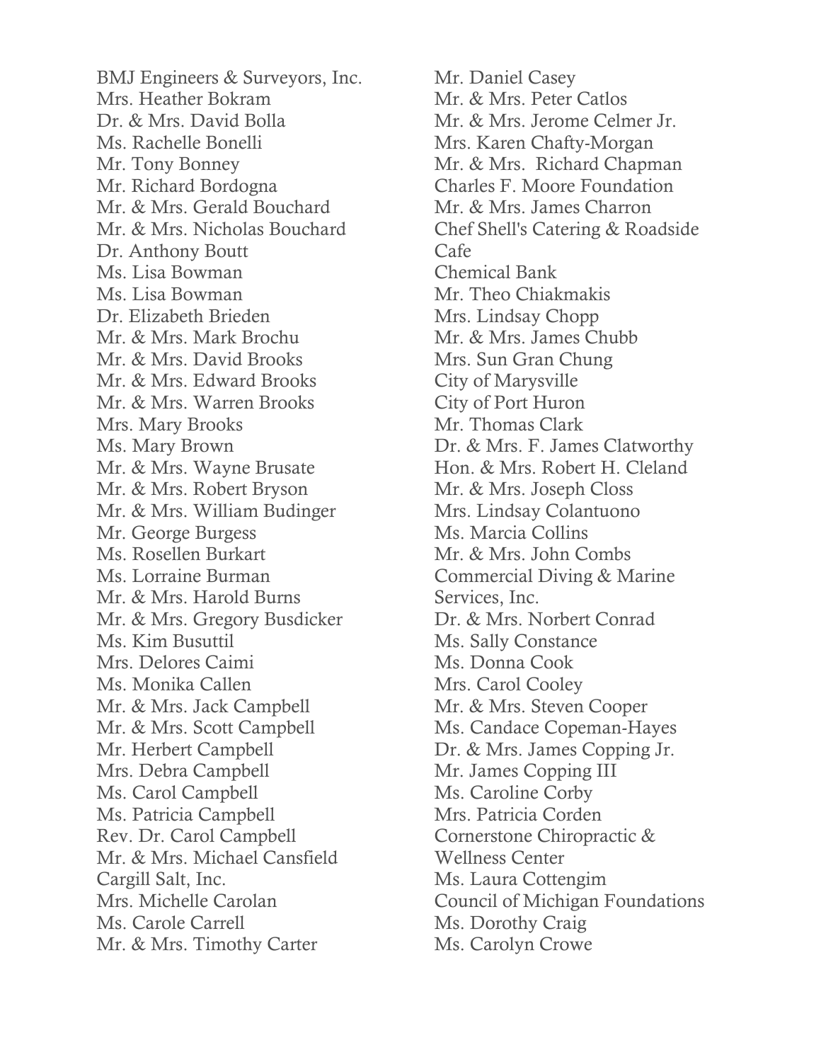BMJ Engineers & Surveyors, Inc.
Mrs. Heather Bokram
Dr. & Mrs. David Bolla
Ms. Rachelle Bonelli
Mr. Tony Bonney
Mr. Richard Bordogna
Mr. & Mrs. Gerald Bouchard
Mr. & Mrs. Nicholas Bouchard
Dr. Anthony Boutt
Ms. Lisa Bowman
Ms. Lisa Bowman
Dr. Elizabeth Brieden
Mr. & Mrs. Mark Brochu
Mr. & Mrs. David Brooks
Mr. & Mrs. Edward Brooks
Mr. & Mrs. Warren Brooks
Mrs. Mary Brooks
Ms. Mary Brown
Mr. & Mrs. Wayne Brusate
Mr. & Mrs. Robert Bryson
Mr. & Mrs. William Budinger
Mr. George Burgess
Ms. Rosellen Burkart
Ms. Lorraine Burman
Mr. & Mrs. Harold Burns
Mr. & Mrs. Gregory Busdicker
Ms. Kim Busuttil
Mrs. Delores Caimi
Ms. Monika Callen
Mr. & Mrs. Jack Campbell
Mr. & Mrs. Scott Campbell
Mr. Herbert Campbell
Mrs. Debra Campbell
Ms. Carol Campbell
Ms. Patricia Campbell
Rev. Dr. Carol Campbell
Mr. & Mrs. Michael Cansfield
Cargill Salt, Inc.
Mrs. Michelle Carolan
Ms. Carole Carrell
Mr. & Mrs. Timothy Carter
Mr. Daniel Casey
Mr. & Mrs. Peter Catlos
Mr. & Mrs. Jerome Celmer Jr.
Mrs. Karen Chafty-Morgan
Mr. & Mrs. Richard Chapman
Charles F. Moore Foundation
Mr. & Mrs. James Charron
Chef Shell's Catering & Roadside Cafe
Chemical Bank
Mr. Theo Chiakmakis
Mrs. Lindsay Chopp
Mr. & Mrs. James Chubb
Mrs. Sun Gran Chung
City of Marysville
City of Port Huron
Mr. Thomas Clark
Dr. & Mrs. F. James Clatworthy
Hon. & Mrs. Robert H. Cleland
Mr. & Mrs. Joseph Closs
Mrs. Lindsay Colantuono
Ms. Marcia Collins
Mr. & Mrs. John Combs
Commercial Diving & Marine Services, Inc.
Dr. & Mrs. Norbert Conrad
Ms. Sally Constance
Ms. Donna Cook
Mrs. Carol Cooley
Mr. & Mrs. Steven Cooper
Ms. Candace Copeman-Hayes
Dr. & Mrs. James Copping Jr.
Mr. James Copping III
Ms. Caroline Corby
Mrs. Patricia Corden
Cornerstone Chiropractic & Wellness Center
Ms. Laura Cottengim
Council of Michigan Foundations
Ms. Dorothy Craig
Ms. Carolyn Crowe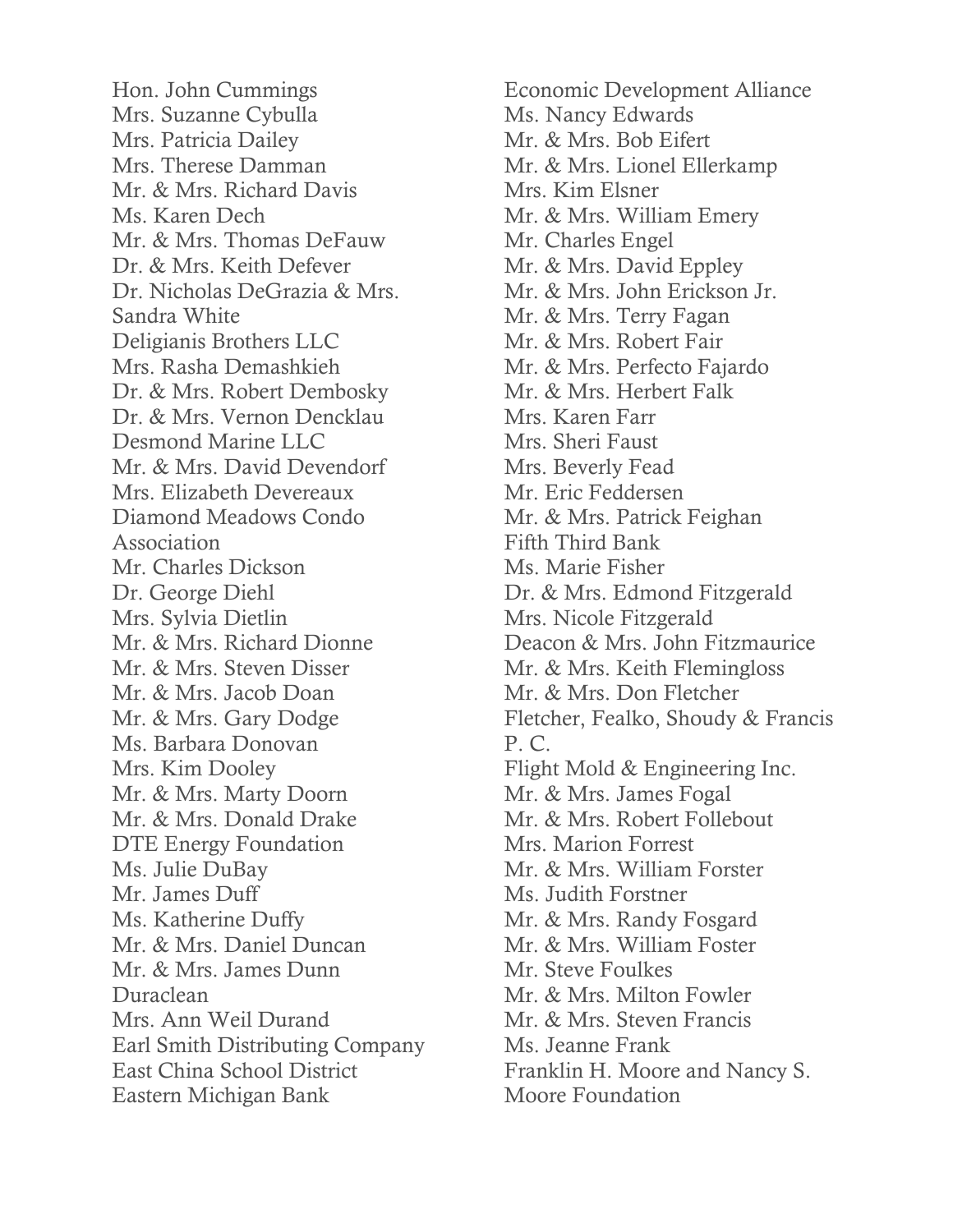Hon. John Cummings
Mrs. Suzanne Cybulla
Mrs. Patricia Dailey
Mrs. Therese Damman
Mr. & Mrs. Richard Davis
Ms. Karen Dech
Mr. & Mrs. Thomas DeFauw
Dr. & Mrs. Keith Defever
Dr. Nicholas DeGrazia & Mrs. Sandra White
Deligianis Brothers LLC
Mrs. Rasha Demashkieh
Dr. & Mrs. Robert Dembosky
Dr. & Mrs. Vernon Dencklau
Desmond Marine LLC
Mr. & Mrs. David Devendorf
Mrs. Elizabeth Devereaux
Diamond Meadows Condo Association
Mr. Charles Dickson
Dr. George Diehl
Mrs. Sylvia Dietlin
Mr. & Mrs. Richard Dionne
Mr. & Mrs. Steven Disser
Mr. & Mrs. Jacob Doan
Mr. & Mrs. Gary Dodge
Ms. Barbara Donovan
Mrs. Kim Dooley
Mr. & Mrs. Marty Doorn
Mr. & Mrs. Donald Drake
DTE Energy Foundation
Ms. Julie DuBay
Mr. James Duff
Ms. Katherine Duffy
Mr. & Mrs. Daniel Duncan
Mr. & Mrs. James Dunn
Duraclean
Mrs. Ann Weil Durand
Earl Smith Distributing Company
East China School District
Eastern Michigan Bank
Economic Development Alliance
Ms. Nancy Edwards
Mr. & Mrs. Bob Eifert
Mr. & Mrs. Lionel Ellerkamp
Mrs. Kim Elsner
Mr. & Mrs. William Emery
Mr. Charles Engel
Mr. & Mrs. David Eppley
Mr. & Mrs. John Erickson Jr.
Mr. & Mrs. Terry Fagan
Mr. & Mrs. Robert Fair
Mr. & Mrs. Perfecto Fajardo
Mr. & Mrs. Herbert Falk
Mrs. Karen Farr
Mrs. Sheri Faust
Mrs. Beverly Fead
Mr. Eric Feddersen
Mr. & Mrs. Patrick Feighan
Fifth Third Bank
Ms. Marie Fisher
Dr. & Mrs. Edmond Fitzgerald
Mrs. Nicole Fitzgerald
Deacon & Mrs. John Fitzmaurice
Mr. & Mrs. Keith Flemingloss
Mr. & Mrs. Don Fletcher
Fletcher, Fealko, Shoudy & Francis P. C.
Flight Mold & Engineering Inc.
Mr. & Mrs. James Fogal
Mr. & Mrs. Robert Follebout
Mrs. Marion Forrest
Mr. & Mrs. William Forster
Ms. Judith Forstner
Mr. & Mrs. Randy Fosgard
Mr. & Mrs. William Foster
Mr. Steve Foulkes
Mr. & Mrs. Milton Fowler
Mr. & Mrs. Steven Francis
Ms. Jeanne Frank
Franklin H. Moore and Nancy S. Moore Foundation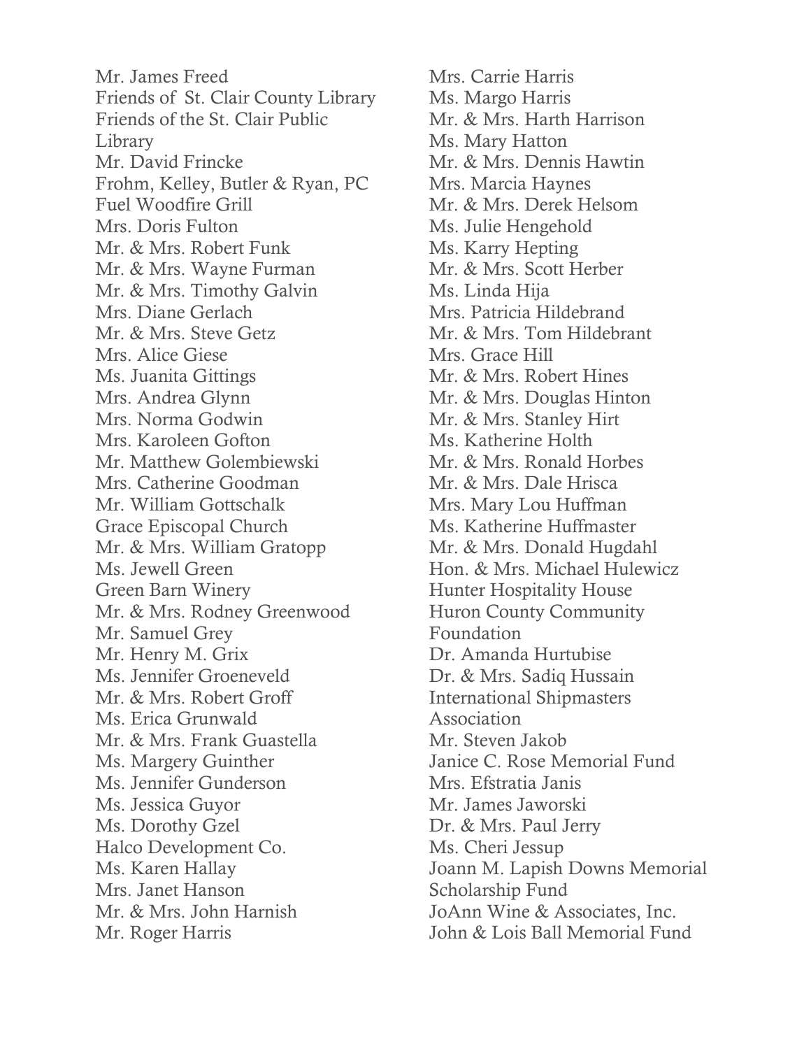Mr. James Freed
Friends of St. Clair County Library
Friends of the St. Clair Public Library
Mr. David Frincke
Frohm, Kelley, Butler & Ryan, PC
Fuel Woodfire Grill
Mrs. Doris Fulton
Mr. & Mrs. Robert Funk
Mr. & Mrs. Wayne Furman
Mr. & Mrs. Timothy Galvin
Mrs. Diane Gerlach
Mr. & Mrs. Steve Getz
Mrs. Alice Giese
Ms. Juanita Gittings
Mrs. Andrea Glynn
Mrs. Norma Godwin
Mrs. Karoleen Gofton
Mr. Matthew Golembiewski
Mrs. Catherine Goodman
Mr. William Gottschalk
Grace Episcopal Church
Mr. & Mrs. William Gratopp
Ms. Jewell Green
Green Barn Winery
Mr. & Mrs. Rodney Greenwood
Mr. Samuel Grey
Mr. Henry M. Grix
Ms. Jennifer Groeneveld
Mr. & Mrs. Robert Groff
Ms. Erica Grunwald
Mr. & Mrs. Frank Guastella
Ms. Margery Guinther
Ms. Jennifer Gunderson
Ms. Jessica Guyor
Ms. Dorothy Gzel
Halco Development Co.
Ms. Karen Hallay
Mrs. Janet Hanson
Mr. & Mrs. John Harnish
Mr. Roger Harris
Mrs. Carrie Harris
Ms. Margo Harris
Mr. & Mrs. Harth Harrison
Ms. Mary Hatton
Mr. & Mrs. Dennis Hawtin
Mrs. Marcia Haynes
Mr. & Mrs. Derek Helsom
Ms. Julie Hengehold
Ms. Karry Hepting
Mr. & Mrs. Scott Herber
Ms. Linda Hija
Mrs. Patricia Hildebrand
Mr. & Mrs. Tom Hildebrant
Mrs. Grace Hill
Mr. & Mrs. Robert Hines
Mr. & Mrs. Douglas Hinton
Mr. & Mrs. Stanley Hirt
Ms. Katherine Holth
Mr. & Mrs. Ronald Horbes
Mr. & Mrs. Dale Hrisca
Mrs. Mary Lou Huffman
Ms. Katherine Huffmaster
Mr. & Mrs. Donald Hugdahl
Hon. & Mrs. Michael Hulewicz
Hunter Hospitality House
Huron County Community Foundation
Dr. Amanda Hurtubise
Dr. & Mrs. Sadiq Hussain
International Shipmasters Association
Mr. Steven Jakob
Janice C. Rose Memorial Fund
Mrs. Efstratia Janis
Mr. James Jaworski
Dr. & Mrs. Paul Jerry
Ms. Cheri Jessup
Joann M. Lapish Downs Memorial Scholarship Fund
JoAnn Wine & Associates, Inc.
John & Lois Ball Memorial Fund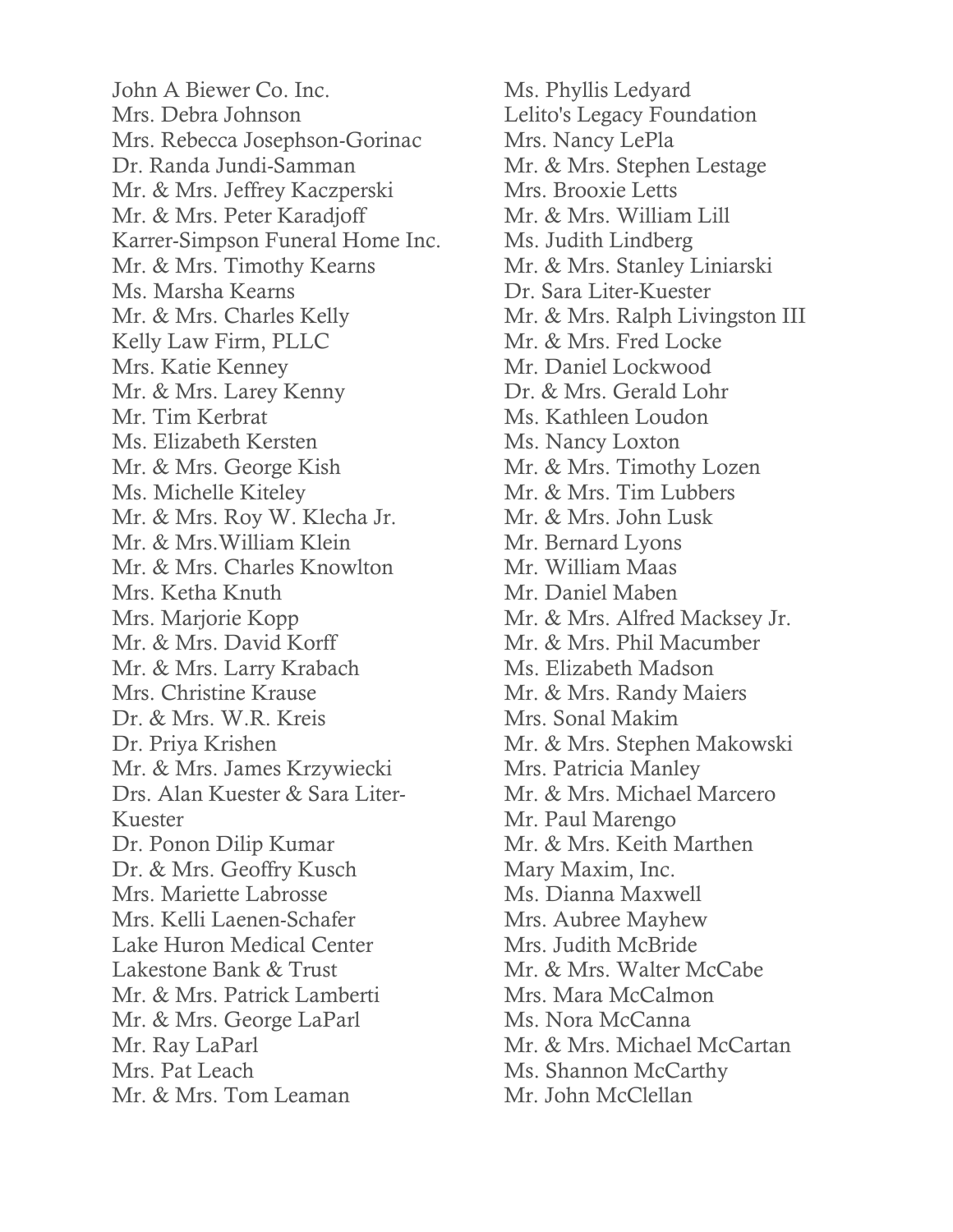John A Biewer Co. Inc.
Mrs. Debra Johnson
Mrs. Rebecca Josephson-Gorinac
Dr. Randa Jundi-Samman
Mr. & Mrs. Jeffrey Kaczperski
Mr. & Mrs. Peter Karadjoff
Karrer-Simpson Funeral Home Inc.
Mr. & Mrs. Timothy Kearns
Ms. Marsha Kearns
Mr. & Mrs. Charles Kelly
Kelly Law Firm, PLLC
Mrs. Katie Kenney
Mr. & Mrs. Larey Kenny
Mr. Tim Kerbrat
Ms. Elizabeth Kersten
Mr. & Mrs. George Kish
Ms. Michelle Kiteley
Mr. & Mrs. Roy W. Klecha Jr.
Mr. & Mrs.William Klein
Mr. & Mrs. Charles Knowlton
Mrs. Ketha Knuth
Mrs. Marjorie Kopp
Mr. & Mrs. David Korff
Mr. & Mrs. Larry Krabach
Mrs. Christine Krause
Dr. & Mrs. W.R. Kreis
Dr. Priya Krishen
Mr. & Mrs. James Krzywiecki
Drs. Alan Kuester & Sara Liter-Kuester
Dr. Ponon Dilip Kumar
Dr. & Mrs. Geoffry Kusch
Mrs. Mariette Labrosse
Mrs. Kelli Laenen-Schafer
Lake Huron Medical Center
Lakestone Bank & Trust
Mr. & Mrs. Patrick Lamberti
Mr. & Mrs. George LaParl
Mr. Ray LaParl
Mrs. Pat Leach
Mr. & Mrs. Tom Leaman
Ms. Phyllis Ledyard
Lelito's Legacy Foundation
Mrs. Nancy LePla
Mr. & Mrs. Stephen Lestage
Mrs. Brooxie Letts
Mr. & Mrs. William Lill
Ms. Judith Lindberg
Mr. & Mrs. Stanley Liniarski
Dr. Sara Liter-Kuester
Mr. & Mrs. Ralph Livingston III
Mr. & Mrs. Fred Locke
Mr. Daniel Lockwood
Dr. & Mrs. Gerald Lohr
Ms. Kathleen Loudon
Ms. Nancy Loxton
Mr. & Mrs. Timothy Lozen
Mr. & Mrs. Tim Lubbers
Mr. & Mrs. John Lusk
Mr. Bernard Lyons
Mr. William Maas
Mr. Daniel Maben
Mr. & Mrs. Alfred Macksey Jr.
Mr. & Mrs. Phil Macumber
Ms. Elizabeth Madson
Mr. & Mrs. Randy Maiers
Mrs. Sonal Makim
Mr. & Mrs. Stephen Makowski
Mrs. Patricia Manley
Mr. & Mrs. Michael Marcero
Mr. Paul Marengo
Mr. & Mrs. Keith Marthen
Mary Maxim, Inc.
Ms. Dianna Maxwell
Mrs. Aubree Mayhew
Mrs. Judith McBride
Mr. & Mrs. Walter McCabe
Mrs. Mara McCalmon
Ms. Nora McCanna
Mr. & Mrs. Michael McCartan
Ms. Shannon McCarthy
Mr. John McClellan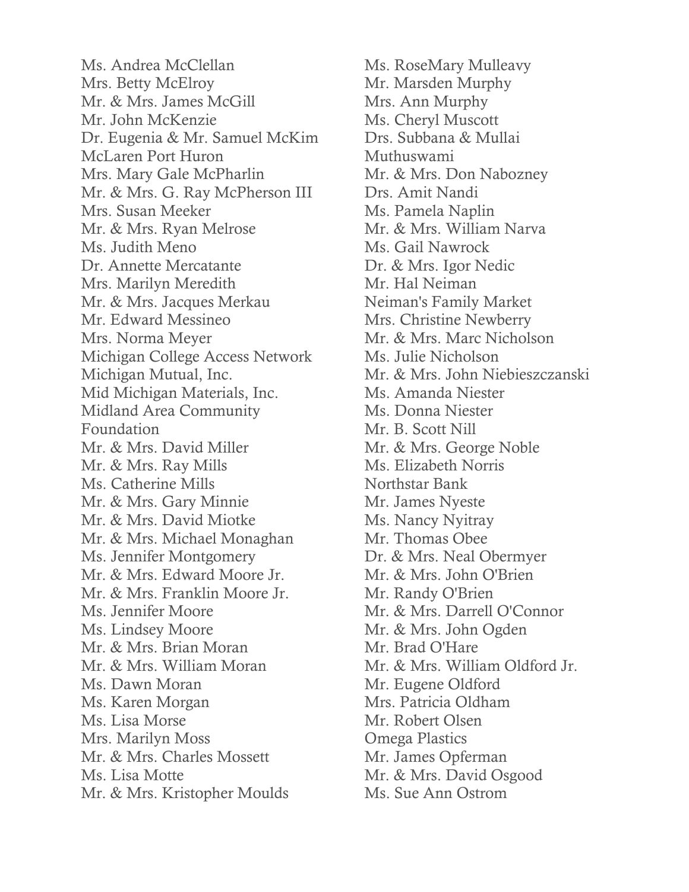Ms. Andrea McClellan
Mrs. Betty McElroy
Mr. & Mrs. James McGill
Mr. John McKenzie
Dr. Eugenia & Mr. Samuel McKim
McLaren Port Huron
Mrs. Mary Gale McPharlin
Mr. & Mrs. G. Ray McPherson III
Mrs. Susan Meeker
Mr. & Mrs. Ryan Melrose
Ms. Judith Meno
Dr. Annette Mercatante
Mrs. Marilyn Meredith
Mr. & Mrs. Jacques Merkau
Mr. Edward Messineo
Mrs. Norma Meyer
Michigan College Access Network
Michigan Mutual, Inc.
Mid Michigan Materials, Inc.
Midland Area Community Foundation
Mr. & Mrs. David Miller
Mr. & Mrs. Ray Mills
Ms. Catherine Mills
Mr. & Mrs. Gary Minnie
Mr. & Mrs. David Miotke
Mr. & Mrs. Michael Monaghan
Ms. Jennifer Montgomery
Mr. & Mrs. Edward Moore Jr.
Mr. & Mrs. Franklin Moore Jr.
Ms. Jennifer Moore
Ms. Lindsey Moore
Mr. & Mrs. Brian Moran
Mr. & Mrs. William Moran
Ms. Dawn Moran
Ms. Karen Morgan
Ms. Lisa Morse
Mrs. Marilyn Moss
Mr. & Mrs. Charles Mossett
Ms. Lisa Motte
Mr. & Mrs. Kristopher Moulds
Ms. RoseMary Mulleavy
Mr. Marsden Murphy
Mrs. Ann Murphy
Ms. Cheryl Muscott
Drs. Subbana & Mullai Muthuswami
Mr. & Mrs. Don Nabozney
Drs. Amit Nandi
Ms. Pamela Naplin
Mr. & Mrs. William Narva
Ms. Gail Nawrock
Dr. & Mrs. Igor Nedic
Mr. Hal Neiman
Neiman's Family Market
Mrs. Christine Newberry
Mr. & Mrs. Marc Nicholson
Ms. Julie Nicholson
Mr. & Mrs. John Niebieszczanski
Ms. Amanda Niester
Ms. Donna Niester
Mr. B. Scott Nill
Mr. & Mrs. George Noble
Ms. Elizabeth Norris
Northstar Bank
Mr. James Nyeste
Ms. Nancy Nyitray
Mr. Thomas Obee
Dr. & Mrs. Neal Obermyer
Mr. & Mrs. John O'Brien
Mr. Randy O'Brien
Mr. & Mrs. Darrell O'Connor
Mr. & Mrs. John Ogden
Mr. Brad O'Hare
Mr. & Mrs. William Oldford Jr.
Mr. Eugene Oldford
Mrs. Patricia Oldham
Mr. Robert Olsen
Omega Plastics
Mr. James Opferman
Mr. & Mrs. David Osgood
Ms. Sue Ann Ostrom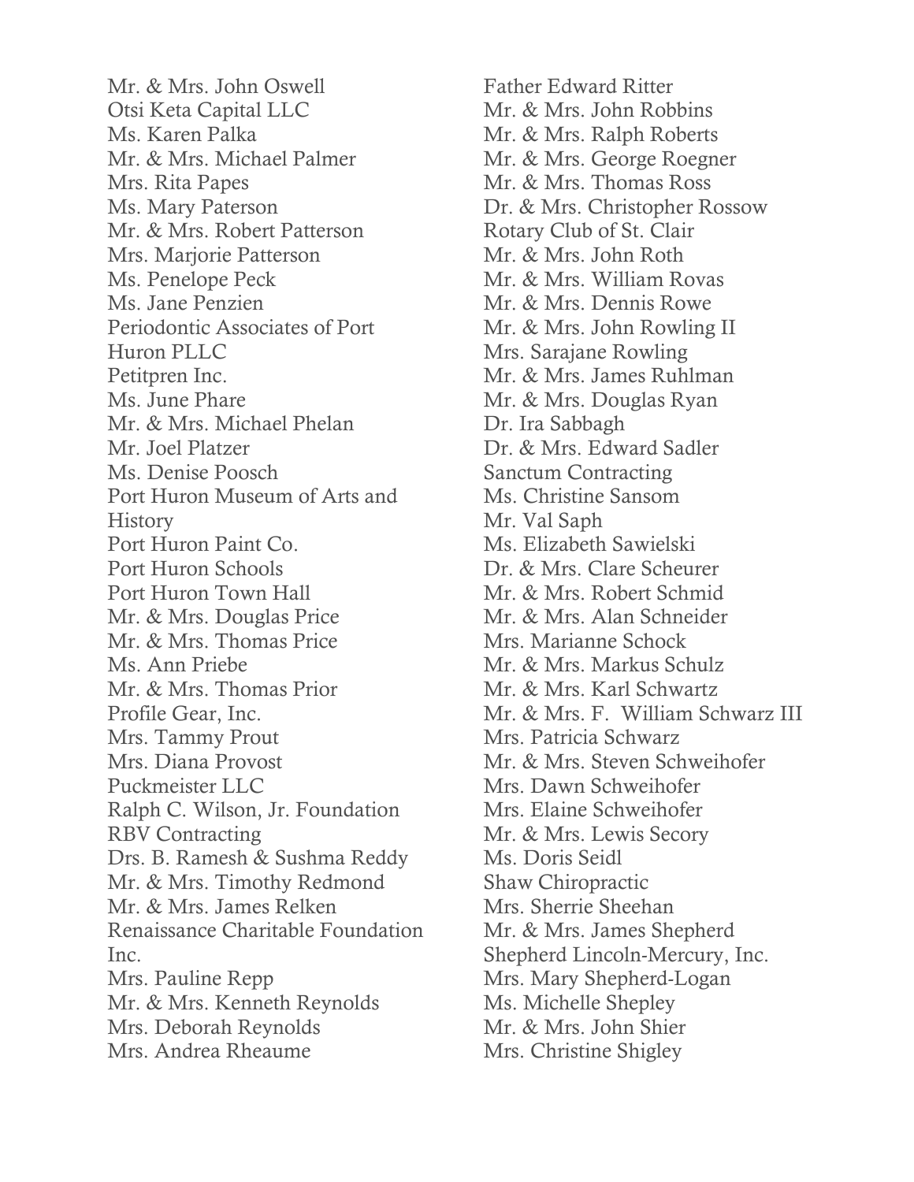Mr. & Mrs. John Oswell
Otsi Keta Capital LLC
Ms. Karen Palka
Mr. & Mrs. Michael Palmer
Mrs. Rita Papes
Ms. Mary Paterson
Mr. & Mrs. Robert Patterson
Mrs. Marjorie Patterson
Ms. Penelope Peck
Ms. Jane Penzien
Periodontic Associates of Port Huron PLLC
Petitpren Inc.
Ms. June Phare
Mr. & Mrs. Michael Phelan
Mr. Joel Platzer
Ms. Denise Poosch
Port Huron Museum of Arts and History
Port Huron Paint Co.
Port Huron Schools
Port Huron Town Hall
Mr. & Mrs. Douglas Price
Mr. & Mrs. Thomas Price
Ms. Ann Priebe
Mr. & Mrs. Thomas Prior
Profile Gear, Inc.
Mrs. Tammy Prout
Mrs. Diana Provost
Puckmeister LLC
Ralph C. Wilson, Jr. Foundation
RBV Contracting
Drs. B. Ramesh & Sushma Reddy
Mr. & Mrs. Timothy Redmond
Mr. & Mrs. James Relken
Renaissance Charitable Foundation Inc.
Mrs. Pauline Repp
Mr. & Mrs. Kenneth Reynolds
Mrs. Deborah Reynolds
Mrs. Andrea Rheaume
Father Edward Ritter
Mr. & Mrs. John Robbins
Mr. & Mrs. Ralph Roberts
Mr. & Mrs. George Roegner
Mr. & Mrs. Thomas Ross
Dr. & Mrs. Christopher Rossow
Rotary Club of St. Clair
Mr. & Mrs. John Roth
Mr. & Mrs. William Rovas
Mr. & Mrs. Dennis Rowe
Mr. & Mrs. John Rowling II
Mrs. Sarajane Rowling
Mr. & Mrs. James Ruhlman
Mr. & Mrs. Douglas Ryan
Dr. Ira Sabbagh
Dr. & Mrs. Edward Sadler
Sanctum Contracting
Ms. Christine Sansom
Mr. Val Saph
Ms. Elizabeth Sawielski
Dr. & Mrs. Clare Scheurer
Mr. & Mrs. Robert Schmid
Mr. & Mrs. Alan Schneider
Mrs. Marianne Schock
Mr. & Mrs. Markus Schulz
Mr. & Mrs. Karl Schwartz
Mr. & Mrs. F. William Schwarz III
Mrs. Patricia Schwarz
Mr. & Mrs. Steven Schweihofer
Mrs. Dawn Schweihofer
Mrs. Elaine Schweihofer
Mr. & Mrs. Lewis Secory
Ms. Doris Seidl
Shaw Chiropractic
Mrs. Sherrie Sheehan
Mr. & Mrs. James Shepherd
Shepherd Lincoln-Mercury, Inc.
Mrs. Mary Shepherd-Logan
Ms. Michelle Shepley
Mr. & Mrs. John Shier
Mrs. Christine Shigley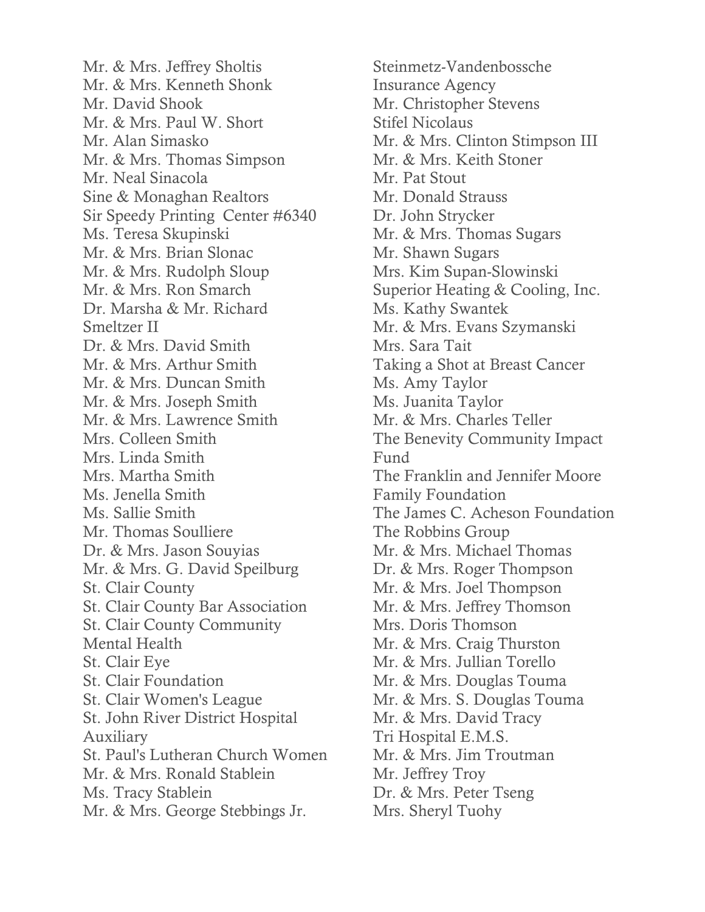Mr. & Mrs. Jeffrey Sholtis
Mr. & Mrs. Kenneth Shonk
Mr. David Shook
Mr. & Mrs. Paul W. Short
Mr. Alan Simasko
Mr. & Mrs. Thomas Simpson
Mr. Neal Sinacola
Sine & Monaghan Realtors
Sir Speedy Printing Center #6340
Ms. Teresa Skupinski
Mr. & Mrs. Brian Slonac
Mr. & Mrs. Rudolph Sloup
Mr. & Mrs. Ron Smarch
Dr. Marsha & Mr. Richard Smeltzer II
Dr. & Mrs. David Smith
Mr. & Mrs. Arthur Smith
Mr. & Mrs. Duncan Smith
Mr. & Mrs. Joseph Smith
Mr. & Mrs. Lawrence Smith
Mrs. Colleen Smith
Mrs. Linda Smith
Mrs. Martha Smith
Ms. Jenella Smith
Ms. Sallie Smith
Mr. Thomas Soulliere
Dr. & Mrs. Jason Souyias
Mr. & Mrs. G. David Speilburg
St. Clair County
St. Clair County Bar Association
St. Clair County Community Mental Health
St. Clair Eye
St. Clair Foundation
St. Clair Women's League
St. John River District Hospital Auxiliary
St. Paul's Lutheran Church Women
Mr. & Mrs. Ronald Stablein
Ms. Tracy Stablein
Mr. & Mrs. George Stebbings Jr.
Steinmetz-Vandenbossche Insurance Agency
Mr. Christopher Stevens
Stifel Nicolaus
Mr. & Mrs. Clinton Stimpson III
Mr. & Mrs. Keith Stoner
Mr. Pat Stout
Mr. Donald Strauss
Dr. John Strycker
Mr. & Mrs. Thomas Sugars
Mr. Shawn Sugars
Mrs. Kim Supan-Slowinski
Superior Heating & Cooling, Inc.
Ms. Kathy Swantek
Mr. & Mrs. Evans Szymanski
Mrs. Sara Tait
Taking a Shot at Breast Cancer
Ms. Amy Taylor
Ms. Juanita Taylor
Mr. & Mrs. Charles Teller
The Benevity Community Impact Fund
The Franklin and Jennifer Moore Family Foundation
The James C. Acheson Foundation
The Robbins Group
Mr. & Mrs. Michael Thomas
Dr. & Mrs. Roger Thompson
Mr. & Mrs. Joel Thompson
Mr. & Mrs. Jeffrey Thomson
Mrs. Doris Thomson
Mr. & Mrs. Craig Thurston
Mr. & Mrs. Jullian Torello
Mr. & Mrs. Douglas Touma
Mr. & Mrs. S. Douglas Touma
Mr. & Mrs. David Tracy
Tri Hospital E.M.S.
Mr. & Mrs. Jim Troutman
Mr. Jeffrey Troy
Dr. & Mrs. Peter Tseng
Mrs. Sheryl Tuohy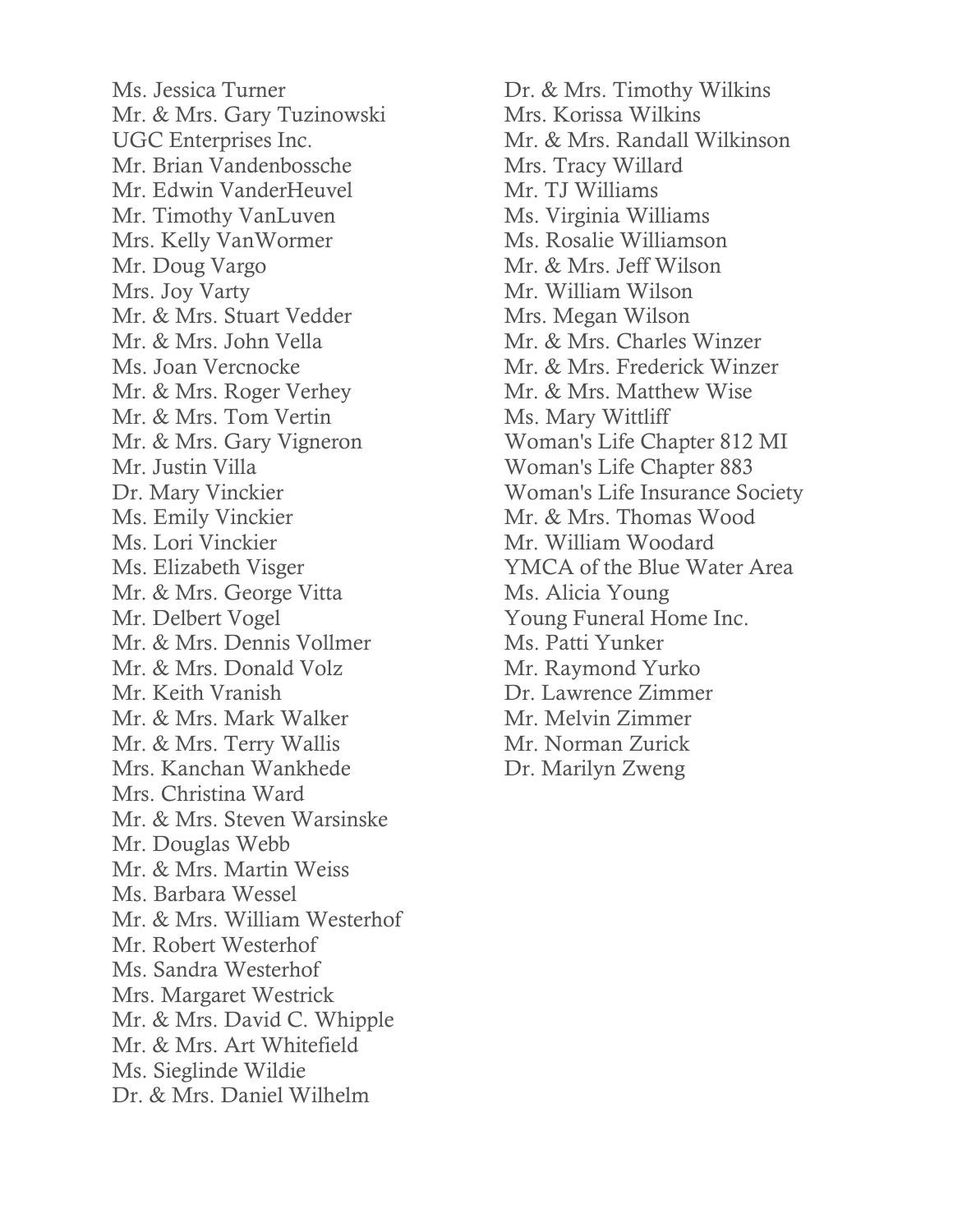Ms. Jessica Turner
Mr. & Mrs. Gary Tuzinowski
UGC Enterprises Inc.
Mr. Brian Vandenbossche
Mr. Edwin VanderHeuvel
Mr. Timothy VanLuven
Mrs. Kelly VanWormer
Mr. Doug Vargo
Mrs. Joy Varty
Mr. & Mrs. Stuart Vedder
Mr. & Mrs. John Vella
Ms. Joan Vercnocke
Mr. & Mrs. Roger Verhey
Mr. & Mrs. Tom Vertin
Mr. & Mrs. Gary Vigneron
Mr. Justin Villa
Dr. Mary Vinckier
Ms. Emily Vinckier
Ms. Lori Vinckier
Ms. Elizabeth Visger
Mr. & Mrs. George Vitta
Mr. Delbert Vogel
Mr. & Mrs. Dennis Vollmer
Mr. & Mrs. Donald Volz
Mr. Keith Vranish
Mr. & Mrs. Mark Walker
Mr. & Mrs. Terry Wallis
Mrs. Kanchan Wankhede
Mrs. Christina Ward
Mr. & Mrs. Steven Warsinske
Mr. Douglas Webb
Mr. & Mrs. Martin Weiss
Ms. Barbara Wessel
Mr. & Mrs. William Westerhof
Mr. Robert Westerhof
Ms. Sandra Westerhof
Mrs. Margaret Westrick
Mr. & Mrs. David C. Whipple
Mr. & Mrs. Art Whitefield
Ms. Sieglinde Wildie
Dr. & Mrs. Daniel Wilhelm
Dr. & Mrs. Timothy Wilkins
Mrs. Korissa Wilkins
Mr. & Mrs. Randall Wilkinson
Mrs. Tracy Willard
Mr. TJ Williams
Ms. Virginia Williams
Ms. Rosalie Williamson
Mr. & Mrs. Jeff Wilson
Mr. William Wilson
Mrs. Megan Wilson
Mr. & Mrs. Charles Winzer
Mr. & Mrs. Frederick Winzer
Mr. & Mrs. Matthew Wise
Ms. Mary Wittliff
Woman's Life Chapter 812 MI
Woman's Life Chapter 883
Woman's Life Insurance Society
Mr. & Mrs. Thomas Wood
Mr. William Woodard
YMCA of the Blue Water Area
Ms. Alicia Young
Young Funeral Home Inc.
Ms. Patti Yunker
Mr. Raymond Yurko
Dr. Lawrence Zimmer
Mr. Melvin Zimmer
Mr. Norman Zurick
Dr. Marilyn Zweng